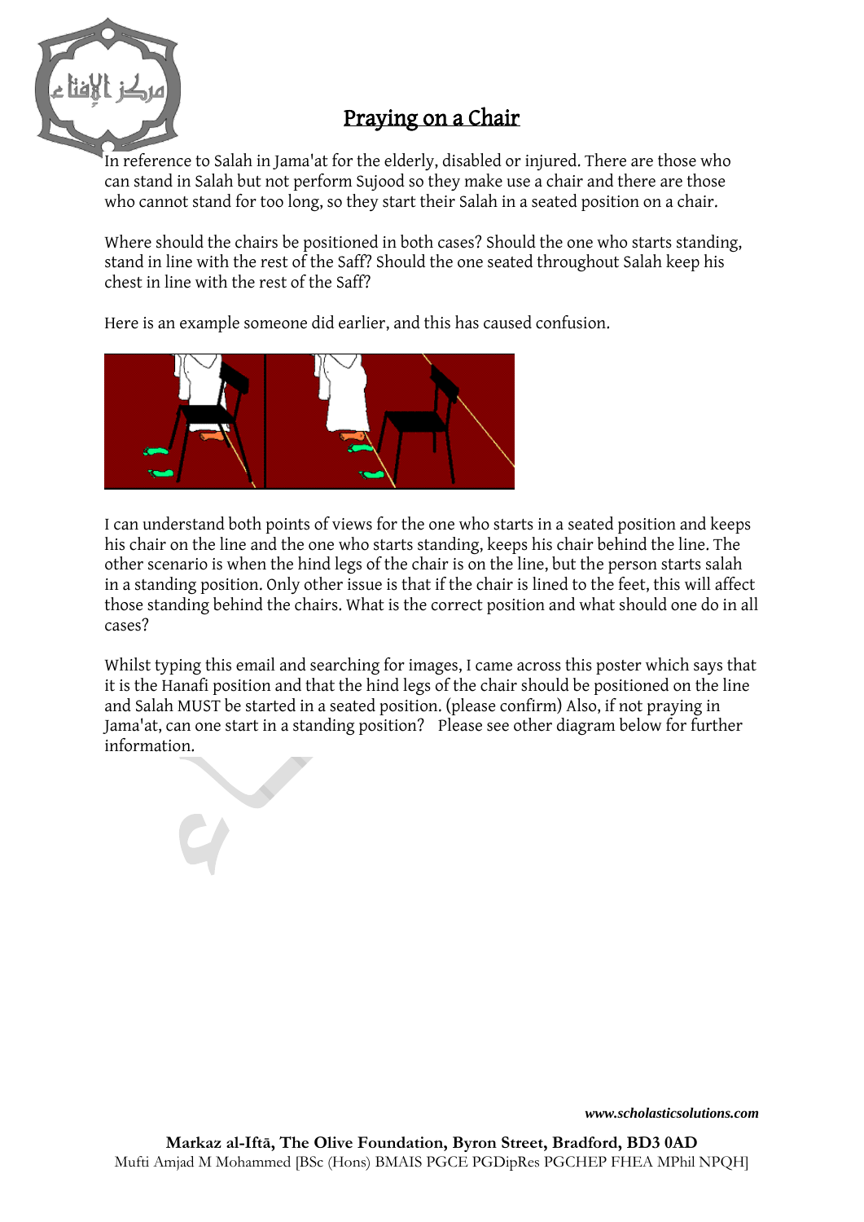# Praying on a Chair

In reference to Salah in Jama'at for the elderly, disabled or injured. There are those who can stand in Salah but not perform Sujood so they make use a chair and there are those who cannot stand for too long, so they start their Salah in a seated position on a chair.

Where should the chairs be positioned in both cases? Should the one who starts standing, stand in line with the rest of the Saff? Should the one seated throughout Salah keep his chest in line with the rest of the Saff?

Here is an example someone did earlier, and this has caused confusion.

I can understand both points of views for the one who starts in a seated position and keeps his chair on the line and the one who starts standing, keeps his chair behind the line. The other scenario is when the hind legs of the chair is on the line, but the person starts salah in a standing position. Only other issue is that if the chair is lined to the feet, this will affect those standing behind the chairs. What is the correct position and what should one do in all cases?

Whilst typing this email and searching for images, I came across this poster which says that it is the Hanafi position and that the hind legs of the chair should be positioned on the line and Salah MUST be started in a seated position. (please confirm) Also, if not praying in Jama'at, can one start in a standing position? Please see other diagram below for further information.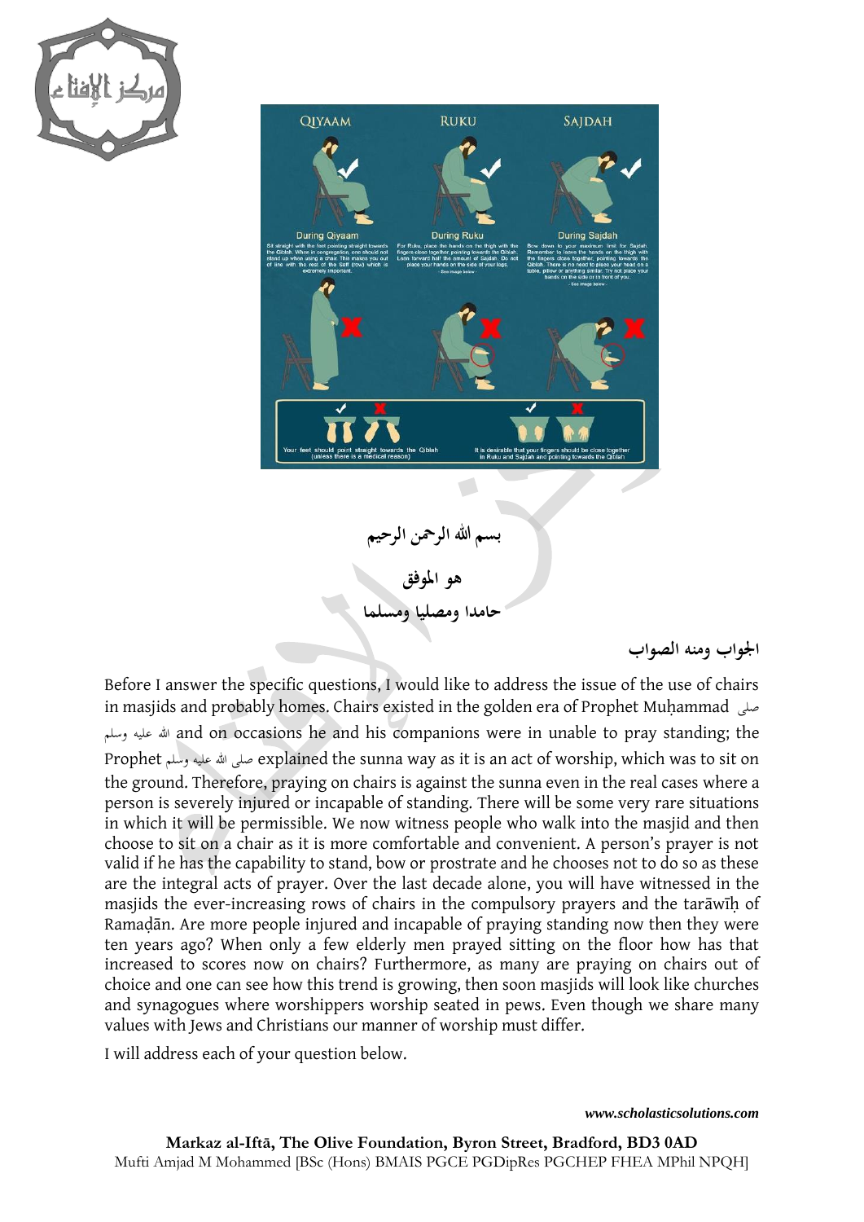بسم الله الرحمن الرحيم

هو الموفق

حامدا ومصليا ومسلما

الجواب ومنه الصواب

Before I answer the specific questions, I would like to address the issue of the use of chairs in masjids and probably homes. Chairs existed in the golden era of Prophet Muḥammad صلى الله عليه وسلم and on occasions he and his companions were in unable to pray standing; the Prophet صلى الله عليه وسلم explained the sunna way as it is an act of worship, which was to sit on the ground. Therefore, praying on chairs is against the sunna even in the real cases where a person is severely injured or incapable of standing. There will be some very rare situations in which it will be permissible. We now witness people who walk into the masjid and then choose to sit on a chair as it is more comfortable and convenient. A person's prayer is not valid if he has the capability to stand, bow or prostrate and he chooses not to do so as these are the integral acts of prayer. Over the last decade alone, you will have witnessed in the masjids the ever-increasing rows of chairs in the compulsory prayers and the tarāwīḥ of Ramaḍān. Are more people injured and incapable of praying standing now then they were ten years ago? When only a few elderly men prayed sitting on the floor how has that increased to scores now on chairs? Furthermore, as many are praying on chairs out of choice and one can see how this trend is growing, then soon masjids will look like churches and synagogues where worshippers worship seated in pews. Even though we share many values with Jews and Christians our manner of worship must differ.

I will address each of your question below.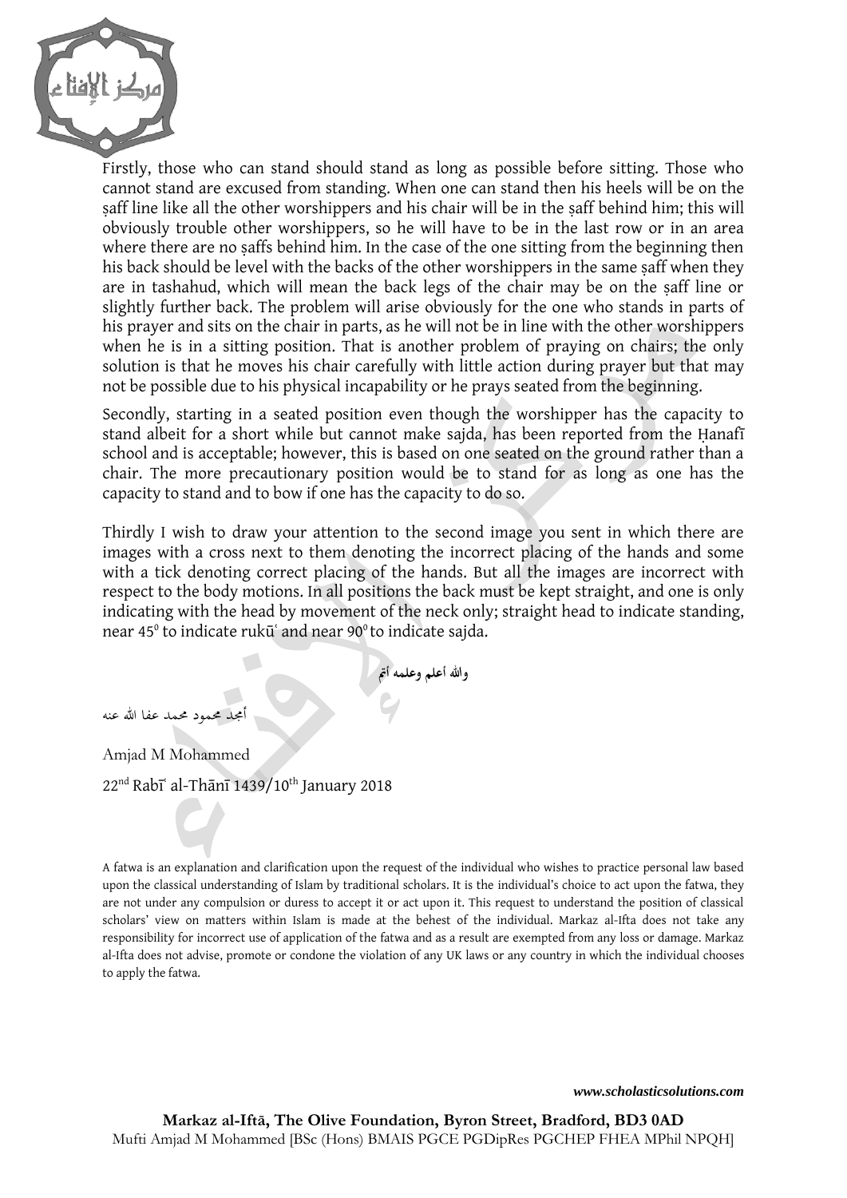Firstly, those who can stand should stand as long as possible before sitting. Those who cannot stand are excused from standing. When one can stand then his heels will be on the ṣaff line like all the other worshippers and his chair will be in the ṣaff behind him; this will obviously trouble other worshippers, so he will have to be in the last row or in an area where there are no ṣaffs behind him. In the case of the one sitting from the beginning then his back should be level with the backs of the other worshippers in the same ṣaff when they are in tashahud, which will mean the back legs of the chair may be on the ṣaff line or slightly further back. The problem will arise obviously for the one who stands in parts of his prayer and sits on the chair in parts, as he will not be in line with the other worshippers when he is in a sitting position. That is another problem of praying on chairs; the only solution is that he moves his chair carefully with little action during prayer but that may not be possible due to his physical incapability or he prays seated from the beginning.

Secondly, starting in a seated position even though the worshipper has the capacity to stand albeit for a short while but cannot make sajda, has been reported from the Ḥanafī school and is acceptable; however, this is based on one seated on the ground rather than a chair. The more precautionary position would be to stand for as long as one has the capacity to stand and to bow if one has the capacity to do so.

Thirdly I wish to draw your attention to the second image you sent in which there are images with a cross next to them denoting the incorrect placing of the hands and some with a tick denoting correct placing of the hands. But all the images are incorrect with respect to the body motions. In all positions the back must be kept straight, and one is only indicating with the head by movement of the neck only; straight head to indicate standing, near $45^0$ to indicate rukūʿ and near $90^0$ to indicate sajda.

والله أعلم وعلمه أتم

أمجد محمود محمد عفا الله عنه

Amjad M Mohammed

22nd Rabīʿ al-Thānī 1439/10th January 2018

A fatwa is an explanation and clarification upon the request of the individual who wishes to practice personal law based upon the classical understanding of Islam by traditional scholars. It is the individual's choice to act upon the fatwa, they are not under any compulsion or duress to accept it or act upon it. This request to understand the position of classical scholars' view on matters within Islam is made at the behest of the individual. Markaz al-Ifta does not take any responsibility for incorrect use of application of the fatwa and as a result are exempted from any loss or damage. Markaz al-Ifta does not advise, promote or condone the violation of any UK laws or any country in which the individual chooses to apply the fatwa.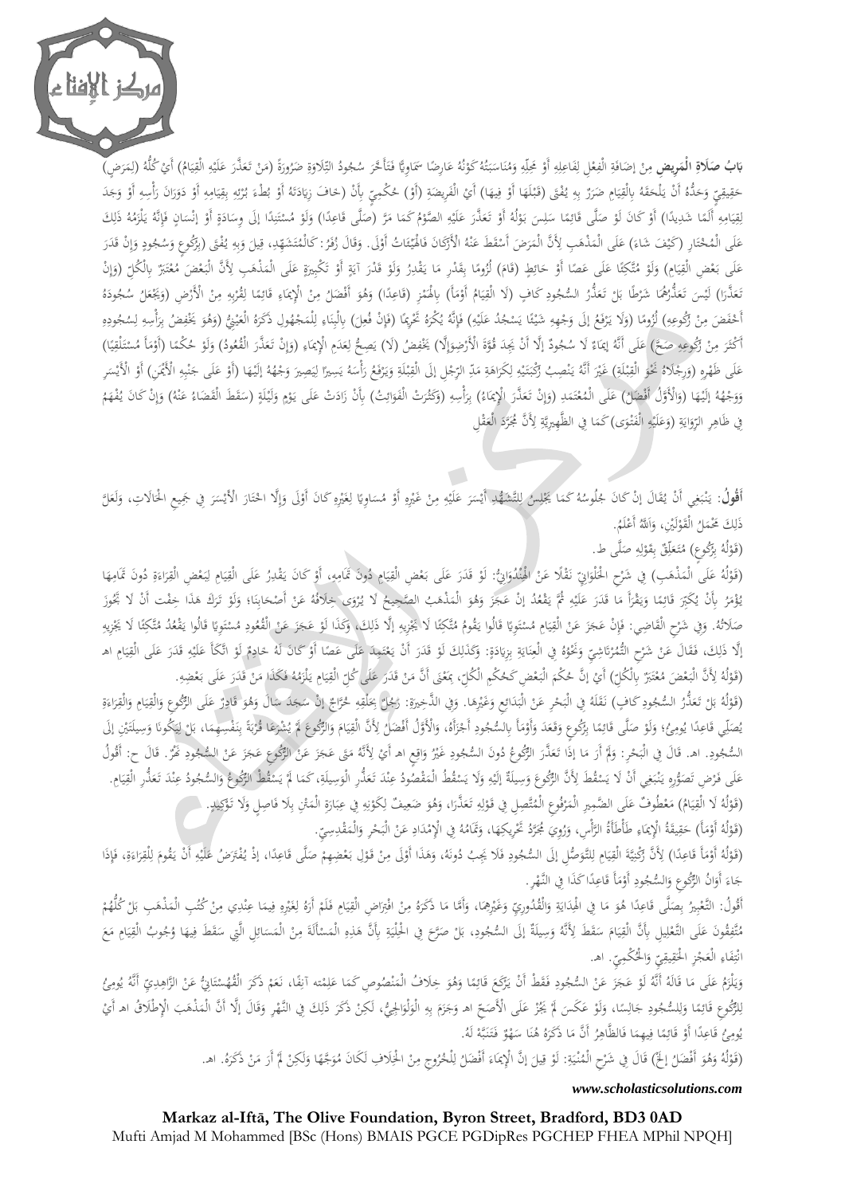**بَابُ صَلَاةِ الْمَرِيضِ** مِنْ إضَافَةِ الْفِعْلِ لِفَاعِلِهِ أَوْ مَحَلِّهِ وَمُنَاسَبَتُهُ كَوْنُهُ عَارِضًا سَمَاوِيًّا فَتَأَخَّرَ سُجُودُ التِّلَاوَةِ ضَرُورَةً (مَنْ تَعَذَّرَ عَلَيْهِ الْقِيَامُ) أَيْ كُلُّهُ (لِمَرَضٍ) حَقِيقِيٍّ وَحَدُّهُ أَنْ يَلْحَقَهُ بِالْقِيَامِ ضَرَرٌ بِهِ يُفْتَى (قَبْلَهَا أَوْ فِيهَا) أَيْ الْفَرِيضَةِ (أَوْ) حُكْمِيٍّ بِأَنْ (خَافَ زِيَادَتَهُ أَوْ بُطْءَ بُرْئِهِ بِقِيَامِهِ أَوْ دَوَرَانَ رَأْسِهِ أَوْ وَجَدَ لِقِيَامِهِ أَلَمًا شَدِيدًا) أَوْ كَانَ لَوْ صَلَّى قَائِمًا سَلِسَ بَوْلُهُ أَوْ تَعَذَّرَ عَلَيْهِ الصَّوْمُ كَمَا مَرَّ (صَلَّى قَاعِدًا) وَلَوْ مُسْتَنِدًا إلَى وِسَادَةٍ أَوْ إنْسَانٍ فَإِنَّهُ يَلْزَمُهُ ذَلِكَ عَلَى الْمُخْتَارِ (كَيْفَ شَاءَ) عَلَى الْمَذْهَبِ لِأَنَّ الْمَرَضَ أَسْقَطَ عَنْهُ الْأَرْكَانَ فَالْهَيْئَاتُ أَوْلَى. وَقَالَ زُفَرُ: كَالْمُتَشَهِّدِ، قِيلَ وَبِهِ يُفْتَى (بِرُكُوعٍ وَسُجُودٍ وَإِنْ قَدَرَ عَلَى بَعْضِ الْقِيَامِ) وَلَوْ مُتَّكِئًا عَلَى عَصًا أَوْ حَائِطٍ (قَامَ) لُزُومًا بِقَدْرِ مَا يَقْدِرُ وَلَوْ قَدْرَ آيَةٍ أَوْ تَكْبِيرَةٍ عَلَى الْمَذْهَبِ لِأَنَّ الْبَعْضَ مُعْتَبَرٌ بِالْكُلِّ (وَإِنْ تَعَذَّرَا) لَيْسَ تَعَذُّرُهُمَا شَرْطًا بَلْ تَعَذُّرُ السُّجُودِ كَافٍ (لَا الْقِيَامُ أَوْمَأَ) بِالْهَمْزِ (قَاعِدًا) وَهُوَ أَفْضَلُ مِنْ الْإِيمَاءِ قَائِمًا لِقُرْبِهِ مِنْ الْأَرْضِ (وَيَجْعَلُ سُجُودَهُ أَخْفَضَ مِنْ رُكُوعِهِ) لُزُومًا (وَلَا يَرْفَعُ إلَى وَجْهِهِ شَيْئًا يَسْجُدُ عَلَيْهِ) فَإِنَّهُ يُكْرَهُ تَحْرِيمًا (فَإِنْ فُعِلَ) بِالْبِنَاءِ لِلْمَجْهُولِ ذَكَرَهُ الْعَيْنِيُّ (وَهُوَ يَخْفِضُ بِرَأْسِهِ لِسُجُودِهِ أَكْثَرَ مِنْ رُكُوعِهِ صَحَّ) عَلَى أَنَّهُ إيمَاءٌ لَا سُجُودٌ إلَّا أَنْ يَجِدَ قُوَّةَ الْأَرْضِ (وَإِلَّا) يَخْفِضْ (لَا) يَصِحُّ لِعَدَمِ الْإِيمَاءِ (وَإِنْ تَعَذَّرَ الْقُعُودُ) وَلَوْ حُكْمًا (أَوْمَأَ مُسْتَلْقِيًا عَلَى ظَهْرِهِ (وَرِجْلَاهُ نَحْوَ الْقِبْلَةِ) غَيْرَ أَنَّهُ يَنْصِبُ رُكْبَتَيْهِ لِكَرَاهَةِ مَدِّ الرِّجْلِ إلَى الْقِبْلَةِ وَيَرْفَعُ رَأْسَهُ يَسِيرًا لِيَصِيرَ وَجْهُهُ إلَيْهَا (أَوْ عَلَى جَنْبِهِ الْأَيْمَنِ) أَوْ الْأَيْسَرِ وَوَجْهُهُ إلَيْهَا (وَالْأَوَّلُ أَفْضَلُ) عَلَى الْمُعْتَمَدِ (وَإِنْ تَعَذَّرَ الْإِيمَاءُ) بِرَأْسِهِ (وَكَثُرَتْ الْفَوَائِتُ) بِأَنْ زَادَتْ عَلَى يَوْمٍ وَلَيْلَةٍ (سَقَطَ الْقَضَاءُ عَنْهُ) وَإِنْ كَانَ يُفْهَمُ فِي ظَاهِرِ الرِّوَايَةِ (وَعَلَيْهِ الْفَتْوَى) كَمَا فِي الظَّهِيرِيَّةِ لِأَنَّ مُجَرَّدَ الْعَقْلِ

**أَقُولُ:** يَنْبَغِي أَنْ يُقَالَ إنْ كَانَ جُلُوسُهُ كَمَا يَجْلِسُ لِلتَّشَهُّدِ أَيْسَرَ عَلَيْهِ مِنْ غَيْرِهِ أَوْ مُسَاوِيًا لِغَيْرِهِ كَانَ أَوْلَى وَإِلَّا اخْتَارَ الْأَيْسَرَ فِي جَمِيعِ الْحَالَاتِ، وَلَعَلَّ ذَلِكَ مَحْمَلُ الْقَوْلَيْنِ، وَاَللَّهُ أَعْلَمُ.

(قَوْلُهُ بِرُكُوعٍ) مُتَعَلِّقٌ بِقَوْلِهِ صَلَّى ط.

(قَوْلُهُ عَلَى الْمَذْهَبِ) فِي شَرْحِ الْحَلْوَانِيِّ نَقْلًا عَنْ الْهِنْدُوَانِيِّ: لَوْ قَدَرَ عَلَى بَعْضِ الْقِيَامِ دُونَ تَمَامِهِ، أَوْ كَانَ يَقْدِرُ عَلَى الْقِيَامِ لِبَعْضِ الْقِرَاءَةِ دُونَ تَمَامِهَا يُؤْمَرُ بِأَنْ يُكَبِّرَ قَائِمًا وَيَقْرَأَ مَا قَدَرَ عَلَيْهِ ثُمَّ يَقْعُدُ إنْ عَجَزَ وَهُوَ الْمَذْهَبُ الصَّحِيحُ لَا يُرْوَى خِلَافُهُ عَنْ أَصْحَابِنَا، وَلَوْ تَرَكَ هَذَا خِفْت أَنْ لَا تَجُوزَ صَلَاتُهُ. وَفِي شَرْحِ الْقَاضِي: فَإِنْ عَجَزَ عَنْ الْقِيَامِ مُسْتَوِيًا قَالُوا يَقُومُ مُتَّكِئًا لَا يُجْزِيهِ إلَّا ذَلِكَ، وَكَذَا لَوْ عَجَزَ عَنْ الْقُعُودِ مُسْتَوِيًا قَالُوا يَقْعُدُ مُتَّكِئًا لَا يُجْزِيهِ إلَّا ذَلِكَ، فَنَقَلَ عَنْ شَرْحِ التُّمُرْتَاشِيِّ وَنَحْوُهُ فِي الْعِنَايَةِ بِزِيَادَةٍ: وَكَذَلِكَ لَوْ قَدَرَ أَنْ يَعْتَمِدَ عَلَى عَصًا أَوْ كَانَ لَهُ خَادِمٌ لَوْ اتَّكَأَ عَلَيْهِ قَدَرَ عَلَى الْقِيَامِ اهـ

(قَوْلُهُ لِأَنَّ الْبَعْضَ مُعْتَبَرٌ بِالْكُلِّ) أَيْ إنَّ حُكْمَ الْبَعْضِ كَحُكْمِ الْكُلِّ، بِمَعْنَى أَنَّ مَنْ قَدَرَ عَلَى كُلِّ الْقِيَامِ يَلْزَمُهُ فَكَذَا مَنْ قَدَرَ عَلَى بَعْضِهِ.

(قَوْلُهُ بَلْ تَعَذُّرُ السُّجُودِ كَافٍ) نَقَلَهُ فِي الْبَحْرِ عَنْ الْبَدَائِعِ وَغَيْرِهَا. وَفِي الذَّخِيرَةِ: رَجُلٌ بِحَلْقِهِ خُرَاجٌ إنْ سَجَدَ سَالَ وَهُوَ قَادِرٌ عَلَى الرُّكُوعِ وَالْقِيَامِ وَالْقِرَاءَةِ يُصَلِّي قَاعِدًا يُومِئُ؛ وَلَوْ صَلَّى قَائِمًا بِرُكُوعٍ وَقَعَدَ وَأَوْمَأَ بِالسُّجُودِ أَجْزَأَهُ، وَالْأَوَّلُ أَفْضَلُ لِأَنَّ الْقِيَامَ وَالرُّكُوعَ لَمْ يُشْرَعَا قُرْبَةً بِنَفْسِهِمَا، بَلْ لِيَكُونَا وَسِيلَتَيْنِ إلَى السُّجُودِ. اهـ. قَالَ فِي الْبَحْرِ: وَلَمْ أَرَ مَا إذَا تَعَذَّرَ الرُّكُوعُ دُونَ السُّجُودِ غَيْرُ وَاقِعٍ اهـ أَيْ لِأَنَّهُ مَتَى عَجَزَ عَنْ الرُّكُوعِ عَجَزَ عَنْ السُّجُودِ نَهْرٌ. قَالَ ح: أَقُولُ عَلَى فَرْضِ تَصَوُّرِهِ يَنْبَغِي أَنْ لَا يَسْقُطَ لِأَنَّ الرُّكُوعَ وَسِيلَةٌ إلَيْهِ وَلَا يَسْقُطُ الْمَقْصُودُ عِنْدَ تَعَذُّرِ الْوَسِيلَةِ، كَمَا لَمْ يَسْقُطْ الرُّكُوعُ وَالسُّجُودُ عِنْدَ تَعَذُّرِ الْقِيَامِ.

(قَوْلُهُ لَا الْقِيَامُ) مَعْطُوفٌ عَلَى الضَّمِيرِ الْمَرْفُوعِ الْمُتَّصِلِ فِي قَوْلِهِ تَعَذَّرَا، وَهُوَ ضَعِيفٌ لِكَوْنِهِ فِي عِبَارَةِ الْمَتْنِ بِلَا فَاصِلٍ وَلَا تَوْكِيدٍ.

(قَوْلُهُ أَوْمَأَ) حَقِيقَةُ الْإِيمَاءِ طَأْطَأَةُ الرَّأْسِ، وَرُوِيَ مُجَرَّدُ تَحْرِيكِهَا، وَتَمَامُهُ فِي الْإِمْدَادِ عَنْ الْبَحْرِ وَالْمَقْدِسِيِّ.

(قَوْلُهُ أَوْمَأَ قَاعِدًا) لِأَنَّ رُكْنِيَّةَ الْقِيَامِ لِلتَّوَصُّلِ إلَى السُّجُودِ فَلَا يَجِبُ دُونَهُ، وَهَذَا أَوْلَى مِنْ قَوْلِ بَعْضِهِمْ صَلَّى قَاعِدًا، إذْ يُفْتَرَضُ عَلَيْهِ أَنْ يَقُومَ لِلْقِرَاءَةِ، فَإِذَا جَاءَ أَوَانُ الرُّكُوعِ وَالسُّجُودِ أَوْمَأَ قَاعِدًا كَذَا فِي النَّهْرِ.

أَقُولُ: التَّعْبِيرُ بِصَلَّى قَاعِدًا هُوَ مَا فِي الْهِدَايَةِ وَالْقُدُورِيِّ وَغَيْرِهِمَا، وَأَمَّا مَا ذَكَرَهُ مِنْ افْتِرَاضِ الْقِيَامِ فَلَمْ أَرَهُ لِغَيْرِهِ فِيمَا عِنْدِي مِنْ كُتُبِ الْمَذْهَبِ بَلْ كُلُّهُمْ مُتَّفِقُونَ عَلَى التَّعْلِيلِ بِأَنَّ الْقِيَامَ سَقَطَ لِأَنَّهُ وَسِيلَةٌ إلَى السُّجُودِ، بَلْ صَرَّحَ فِي الْحِلْيَةِ بِأَنَّ هَذِهِ الْمَسْأَلَةَ مِنْ الْمَسَائِلِ الَّتِي سَقَطَ فِيهَا وُجُوبُ الْقِيَامِ مَعَ انْتِفَاءِ الْعَجْزِ الْحَقِيقِيِّ وَالْحُكْمِيِّ. اهـ.

وَيَلْزَمُ عَلَى مَا قَالَهُ أَنَّهُ لَوْ عَجَزَ عَنْ السُّجُودِ فَقَطْ أَنْ يَرْكَعَ قَائِمًا وَهُوَ خِلَافُ الْمَنْصُوصِ كَمَا عَلِمْته آنِفًا، نَعَمْ ذَكَرَ الْقُهُسْتَانِيُّ عَنْ الزَّاهِدِيِّ أَنَّهُ يُومِئُ لِلرُّكُوعِ قَائِمًا وَلِلسُّجُودِ جَالِسًا، وَلَوْ عَكَسَ لَمْ يَجُزْ عَلَى الْأَصَحِّ اهـ وَجَزَمَ بِهِ الْوَلْوَالِجِيُّ، لَكِنْ ذَكَرَ ذَلِكَ فِي النَّهْرِ وَقَالَ إلَّا أَنَّ الْمَذْهَبَ الْإِطْلَاقُ اهـ أَيْ يُومِئُ قَاعِدًا أَوْ قَائِمًا فِيهِمَا فَالظَّاهِرُ أَنَّ مَا ذَكَرَهُ هُنَا سَهْوٌ فَتَنَبَّهْ لَهُ.

(قَوْلُهُ وَهُوَ أَفْضَلُ إلَخْ) قَالَ فِي شَرْحِ الْمُنْيَةِ: لَوْ قِيلَ إنَّ الْإِيمَاءَ أَفْضَلُ لِلْخُرُوجِ مِنْ الْخِلَافِ لَكَانَ مُوَجَّهًا وَلَكِنْ لَمْ أَرَ مَنْ ذَكَرَهُ. اهـ.

*www.scholasticsolutions.com*

**Markaz al-Iftā, The Olive Foundation, Byron Street, Bradford, BD3 0AD**
Mufti Amjad M Mohammed [BSc (Hons) BMAIS PGCE PGDipRes PGCHEP FHEA MPhil NPQH]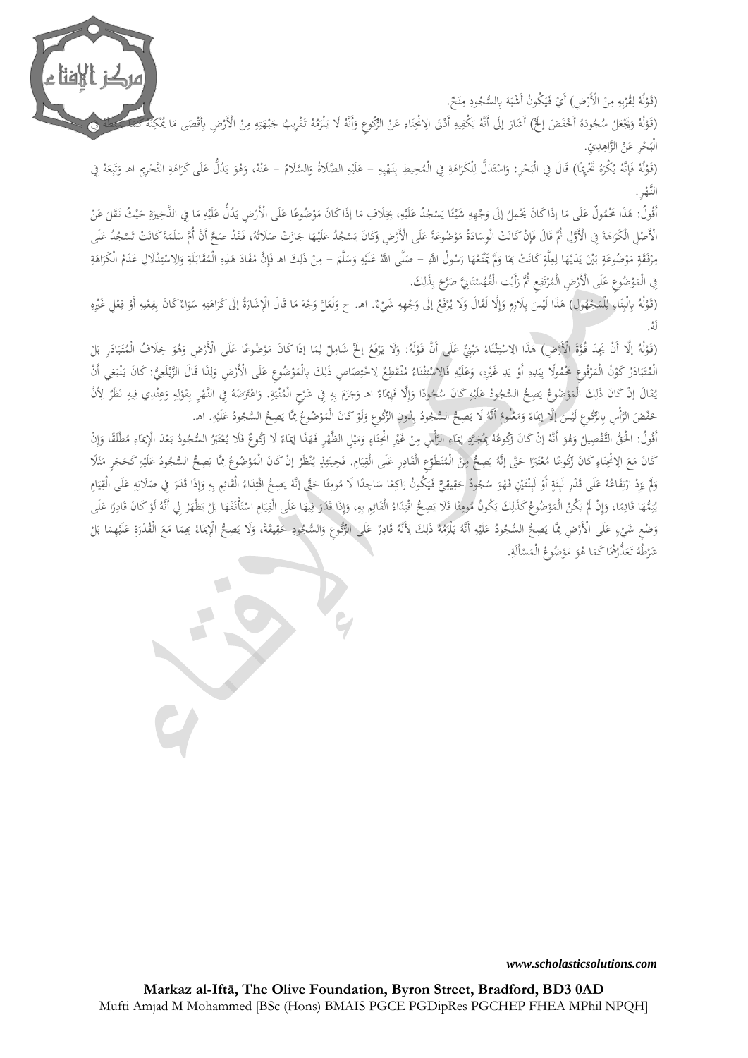(قَوْلُهُ لِقُرْبِهِ مِنْ الْأَرْضِ) أَيْ فَيَكُونُ أَشْبَهَ بِالسُّجُودِ مِنْحٌ.

(قَوْلُهُ وَيَجْعَلُ سُجُودَهُ أَخْفَضَ إلَخْ) أَشَارَ إلَى أَنَّهُ يَكْفِيهِ أَدْنَى الِانْحِنَاءِ عَنْ الرُّكُوعِ وَأَنَّهُ لَا يَلْزَمُهُ تَقْرِيبُ جَبْهَتِهِ مِنْ الْأَرْضِ بِأَقْصَى مَا يُمْكِنُهُ كَمَا بَسَطَهُ فِي الْبَحْرِ عَنْ الزَّاهِدِيِّ.

(قَوْلُهُ فَإِنَّهُ يُكْرَهُ تَحْرِيمًا) قَالَ فِي الْبَحْرِ: وَاسْتَدَلَّ لِلْكَرَاهَةِ فِي الْمُحِيطِ بِنَهْيِهِ – عَلَيْهِ الصَّلَاةُ وَالسَّلَامُ – عَنْهُ، وَهُوَ يَدُلُّ عَلَى كَرَاهَةِ التَّحْرِيمِ اهـ وَتَبِعَهُ فِي النَّهْرِ.

أَقُولُ: هَذَا مَحْمُولٌ عَلَى مَا إذَا كَانَ يَحْمِلُ إلَى وَجْهِهِ شَيْئًا يَسْجُدُ عَلَيْهِ، بِخِلَافِ مَا إذَا كَانَ مَوْضُوعًا عَلَى الْأَرْضِ يَدُلُّ عَلَيْهِ مَا فِي الذَّخِيرَةِ حَيْثُ نَقَلَ عَنْ الْأَصْلِ الْكَرَاهَةَ فِي الْأَوَّلِ ثُمَّ قَالَ فَإِنْ كَانَتْ الْوِسَادَةُ مَوْضُوعَةً عَلَى الْأَرْضِ وَكَانَ يَسْجُدُ عَلَيْهَا جَازَتْ صَلَاتُهُ، فَقَدْ صَحَّ أَنَّ أُمَّ سَلَمَةَ كَانَتْ تَسْجُدُ عَلَى مِرْفَقَةٍ مَوْضُوعَةٍ بَيْنَ يَدَيْهَا لِعِلَّةٍ كَانَتْ بِهَا وَلَمْ يَمْنَعْهَا رَسُولُ اللَّهِ – صَلَّى اللَّهُ عَلَيْهِ وَسَلَّمَ – مِنْ ذَلِكَ اهـ فَإِنَّ مُفَادَ هَذِهِ الْمُقَابَلَةِ وَالِاسْتِدْلَالِ عَدَمُ الْكَرَاهَةِ فِي الْمَوْضُوعِ عَلَى الْأَرْضِ الْمُرْتَفِعِ ثُمَّ رَأَيْت الْقُهُسْتَانِيَّ صَرَّحَ بِذَلِكَ.

(قَوْلُهُ بِالْبِنَاءِ لِلْمَجْهُولِ) هَذَا لَيْسَ بِلَازِمٍ وَإِلَّا لَقَالَ وَلَا يُرْفَعُ إلَى وَجْهِهِ شَيْءٌ. اهـ. ح وَلَعَلَّ وَجْهَ مَا قَالَ الْإِشَارَةُ إلَى كَرَاهَتِهِ سَوَاءٌ كَانَ بِفِعْلِهِ أَوْ فِعْلِ غَيْرِهِ لَهُ.

(قَوْلُهُ إلَّا أَنْ يَجِدَ قُوَّةَ الْأَرْضِ) هَذَا الِاسْتِثْنَاءُ مَبْنِيٌّ عَلَى أَنَّ قَوْلَهُ: وَلَا يَرْفَعُ إلَخْ شَامِلٌ لِمَا إذَا كَانَ مَوْضُوعًا عَلَى الْأَرْضِ وَهُوَ خِلَافُ الْمُتَبَادَرِ بَلْ الْمُتَبَادَرُ كَوْنُ الْمَرْفُوعِ مَحْمُولًا بِيَدِهِ أَوْ يَدِ غَيْرِهِ، وَعَلَيْهِ فَالِاسْتِثْنَاءُ مُنْقَطِعٌ لِاخْتِصَاصِ ذَلِكَ بِالْمَوْضُوعِ عَلَى الْأَرْضِ وَلِذَا قَالَ الزَّيْلَعِيُّ: كَانَ يَنْبَغِي أَنْ يُقَالَ إنْ كَانَ ذَلِكَ الْمَوْضُوعُ يَصِحُّ السُّجُودُ عَلَيْهِ كَانَ سُجُودًا وَإِلَّا فَإِيمَاءٌ اهـ وَجَزَمَ بِهِ فِي شَرْحِ الْمُنْيَةِ. وَاعْتَرَضَهُ فِي النَّهْرِ بِقَوْلِهِ وَعِنْدِي فِيهِ نَظَرٌ لِأَنَّ خَفْضَ الرَّأْسِ بِالرُّكُوعِ لَيْسَ إلَّا إيمَاءً وَمَعْلُومٌ أَنَّهُ لَا يَصِحُّ السُّجُودُ بِدُونِ الرُّكُوعِ وَلَوْ كَانَ الْمَوْضُوعُ مِمَّا يَصِحُّ السُّجُودُ عَلَيْهِ. اهـ.

أَقُولُ: الْحَقُّ التَّفْصِيلُ وَهُوَ أَنَّهُ إنْ كَانَ رُكُوعُهُ بِمُجَرَّدِ إيمَاءِ الرَّأْسِ مِنْ غَيْرِ انْحِنَاءٍ وَمَيْلِ الظَّهْرِ فَهَذَا إيمَاءٌ لَا رُكُوعٌ فَلَا يُعْتَبَرُ السُّجُودُ بَعْدَ الْإِيمَاءِ مُطْلَقًا وَإِنْ كَانَ مَعَ الِانْحِنَاءِ كَانَ رُكُوعًا مُعْتَبَرًا حَتَّى إنَّهُ يَصِحُّ مِنْ الْمُتَطَوِّعِ الْقَادِرِ عَلَى الْقِيَامِ. فَحِينَئِذٍ يُنْظَرُ إنْ كَانَ الْمَوْضُوعُ مِمَّا يَصِحُّ السُّجُودُ عَلَيْهِ كَحَجَرٍ مَثَلًا وَلَمْ يَزِدْ ارْتِفَاعُهُ عَلَى قَدْرِ لَبِنَةٍ أَوْ لَبِنَتَيْنِ فَهُوَ سُجُودٌ حَقِيقِيٌّ فَيَكُونُ رَاكِعًا سَاجِدًا لَا مُومِئًا حَتَّى إنَّهُ يَصِحُّ اقْتِدَاءُ الْقَائِمِ بِهِ وَإِذَا قَدَرَ فِي صَلَاتِهِ عَلَى الْقِيَامِ يُتِمُّهَا قَائِمًا، وَإِنْ لَمْ يَكُنْ الْمَوْضُوعُ كَذَلِكَ يَكُونُ مُومِئًا فَلَا يَصِحُّ اقْتِدَاءُ الْقَائِمِ بِهِ، وَإِذَا قَدَرَ فِيهَا عَلَى الْقِيَامِ اسْتَأْنَفَهَا بَلْ يَظْهَرُ لِي أَنَّهُ لَوْ كَانَ قَادِرًا عَلَى وَضْعِ شَيْءٍ عَلَى الْأَرْضِ مِمَّا يَصِحُّ السُّجُودُ عَلَيْهِ أَنَّهُ يَلْزَمُهُ ذَلِكَ لِأَنَّهُ قَادِرٌ عَلَى الرُّكُوعِ وَالسُّجُودِ حَقِيقَةً، وَلَا يَصِحُّ الْإِيمَاءُ بِهِمَا مَعَ الْقُدْرَةِ عَلَيْهِمَا بَلْ شَرْطُهُ تَعَذُّرُهُمَا كَمَا هُوَ مَوْضُوعُ الْمَسْأَلَةِ.

*www.scholasticsolutions.com*

**Markaz al-Iftā, The Olive Foundation, Byron Street, Bradford, BD3 0AD**
Mufti Amjad M Mohammed [BSc (Hons) BMAIS PGCE PGDipRes PGCHEP FHEA MPhil NPQH]